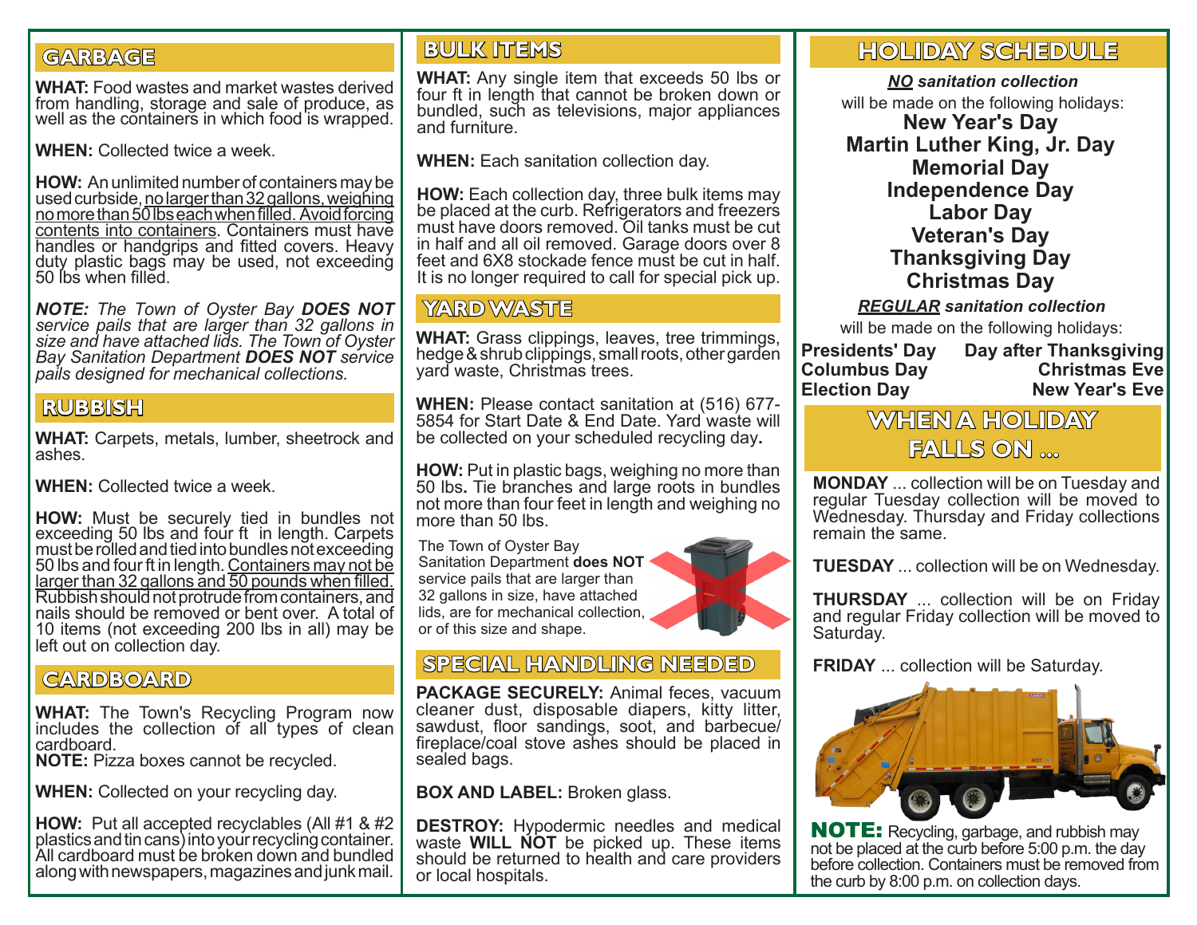## GARBAGE

**WHAT:** Food wastes and market wastes derived from handling, storage and sale of produce, as well as the containers in which food is wrapped.

**WHEN:** Collected twice a week.

**HOW:** An unlimited number of containers may be used curbside, no larger than 32 gallons, weighing no more than 50 lbs each when filled. Avoid forcing contents into containers. Containers must have handles or handgrips and fitted covers. Heavy duty plastic bags may be used, not exceeding 50 lbs when filled.

***NOTE:** The Town of Oyster Bay **DOES NOT** service pails that are larger than 32 gallons in size and have attached lids. The Town of Oyster Bay Sanitation Department **DOES NOT** service pails designed for mechanical collections.*

## RUBBISH

**WHAT:** Carpets, metals, lumber, sheetrock and ashes.

**WHEN:** Collected twice a week.

**HOW:** Must be securely tied in bundles not exceeding 50 lbs and four ft in length. Carpets must be rolled and tied into bundles not exceeding 50 lbs and four ft in length. Containers may not be larger than 32 gallons and 50 pounds when filled. Rubbish should not protrude from containers, and nails should be removed or bent over. A total of 10 items (not exceeding 200 lbs in all) may be left out on collection day.

## CARDBOARD

**WHAT:** The Town's Recycling Program now includes the collection of all types of clean cardboard.
**NOTE:** Pizza boxes cannot be recycled.

**WHEN:** Collected on your recycling day.

**HOW:** Put all accepted recyclables (All #1 & #2 plastics and tin cans) into your recycling container. All cardboard must be broken down and bundled along with newspapers, magazines and junk mail.

## BULK ITEMS

**WHAT:** Any single item that exceeds 50 lbs or four ft in length that cannot be broken down or bundled, such as televisions, major appliances and furniture.

**WHEN:** Each sanitation collection day.

**HOW:** Each collection day, three bulk items may be placed at the curb. Refrigerators and freezers must have doors removed. Oil tanks must be cut in half and all oil removed. Garage doors over 8 feet and 6X8 stockade fence must be cut in half. It is no longer required to call for special pick up.

## YARD WASTE

**WHAT:** Grass clippings, leaves, tree trimmings, hedge & shrub clippings, small roots, other garden yard waste, Christmas trees.

**WHEN:** Please contact sanitation at (516) 677-5854 for Start Date & End Date. Yard waste will be collected on your scheduled recycling day**.**

**HOW:** Put in plastic bags, weighing no more than 50 lbs**.** Tie branches and large roots in bundles not more than four feet in length and weighing no more than 50 lbs.

The Town of Oyster Bay Sanitation Department **does NOT** service pails that are larger than 32 gallons in size, have attached lids, are for mechanical collection, or of this size and shape.

## SPECIAL HANDLING NEEDED

**PACKAGE SECURELY:** Animal feces, vacuum cleaner dust, disposable diapers, kitty litter, sawdust, floor sandings, soot, and barbecue/ fireplace/coal stove ashes should be placed in sealed bags.

**BOX AND LABEL:** Broken glass.

**DESTROY:** Hypodermic needles and medical waste **WILL NOT** be picked up. These items should be returned to health and care providers or local hospitals.

## HOLIDAY SCHEDULE

***NO** sanitation collection*
will be made on the following holidays:

**New Year's Day**
**Martin Luther King, Jr. Day**
**Memorial Day**
**Independence Day**
**Labor Day**
**Veteran's Day**
**Thanksgiving Day**
**Christmas Day**

***REGULAR** sanitation collection*
will be made on the following holidays:

**Presidents' Day** | **Day after Thanksgiving**
**Columbus Day** | **Christmas Eve**
**Election Day** | **New Year's Eve**

## WHEN A HOLIDAY FALLS ON ...

**MONDAY** ... collection will be on Tuesday and regular Tuesday collection will be moved to Wednesday. Thursday and Friday collections remain the same.

**TUESDAY** ... collection will be on Wednesday.

**THURSDAY** ... collection will be on Friday and regular Friday collection will be moved to Saturday.

**FRIDAY** ... collection will be Saturday.

**NOTE:** Recycling, garbage, and rubbish may not be placed at the curb before 5:00 p.m. the day before collection. Containers must be removed from the curb by 8:00 p.m. on collection days.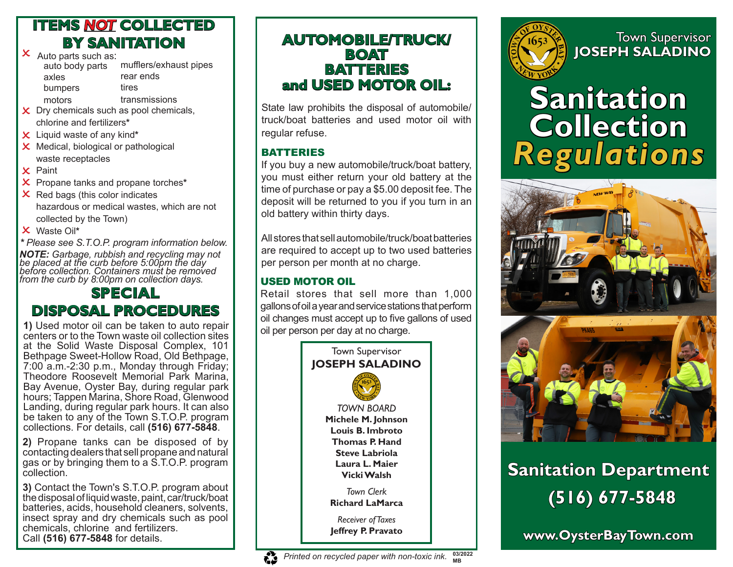# ITEMS *NOT* COLLECTED BY SANITATION

- ✗ Auto parts such as:

| | |
|---|---|
| auto body parts | mufflers/exhaust pipes |
| axles | rear ends |
| bumpers | tires |
| motors | transmissions |

- ✗ Dry chemicals such as pool chemicals, chlorine and fertilizers*
- ✗ Liquid waste of any kind*
- ✗ Medical, biological or pathological waste receptacles
- ✗ Paint
- ✗ Propane tanks and propane torches*
- ✗ Red bags (this color indicates hazardous or medical wastes, which are not collected by the Town)
- ✗ Waste Oil*

*\* Please see S.T.O.P. program information below.*

***NOTE:** Garbage, rubbish and recycling may not be placed at the curb before 5:00pm the day before collection. Containers must be removed from the curb by 8:00pm on collection days.*

# SPECIAL DISPOSAL PROCEDURES

**1)** Used motor oil can be taken to auto repair centers or to the Town waste oil collection sites at the Solid Waste Disposal Complex, 101 Bethpage Sweet-Hollow Road, Old Bethpage, 7:00 a.m.-2:30 p.m., Monday through Friday; Theodore Roosevelt Memorial Park Marina, Bay Avenue, Oyster Bay, during regular park hours; Tappen Marina, Shore Road, Glenwood Landing, during regular park hours. It can also be taken to any of the Town S.T.O.P. program collections. For details, call **(516) 677-5848**.

**2)** Propane tanks can be disposed of by contacting dealers that sell propane and natural gas or by bringing them to a S.T.O.P. program collection.

**3)** Contact the Town's S.T.O.P. program about the disposal of liquid waste, paint, car/truck/boat batteries, acids, household cleaners, solvents, insect spray and dry chemicals such as pool chemicals, chlorine and fertilizers.
Call **(516) 677-5848** for details.

# AUTOMOBILE/TRUCK/BOAT BATTERIES and USED MOTOR OIL:

State law prohibits the disposal of automobile/truck/boat batteries and used motor oil with regular refuse.

## BATTERIES

If you buy a new automobile/truck/boat battery, you must either return your old battery at the time of purchase or pay a $5.00 deposit fee. The deposit will be returned to you if you turn in an old battery within thirty days.

All stores that sell automobile/truck/boat batteries are required to accept up to two used batteries per person per month at no charge.

## USED MOTOR OIL

Retail stores that sell more than 1,000 gallons of oil a year and service stations that perform oil changes must accept up to five gallons of used oil per person per day at no charge.

Town Supervisor
**JOSEPH SALADINO**

*TOWN BOARD*
**Michele M. Johnson**
**Louis B. Imbroto**
**Thomas P. Hand**
**Steve Labriola**
**Laura L. Maier**
**Vicki Walsh**

*Town Clerk*
**Richard LaMarca**

*Receiver of Taxes*
**Jeffrey P. Pravato**

*Printed on recycled paper with non-toxic ink.* 03/2022 MB

Town Supervisor
**JOSEPH SALADINO**

# Sanitation Collection *Regulations*

## Sanitation Department
## (516) 677-5848

**www.OysterBayTown.com**